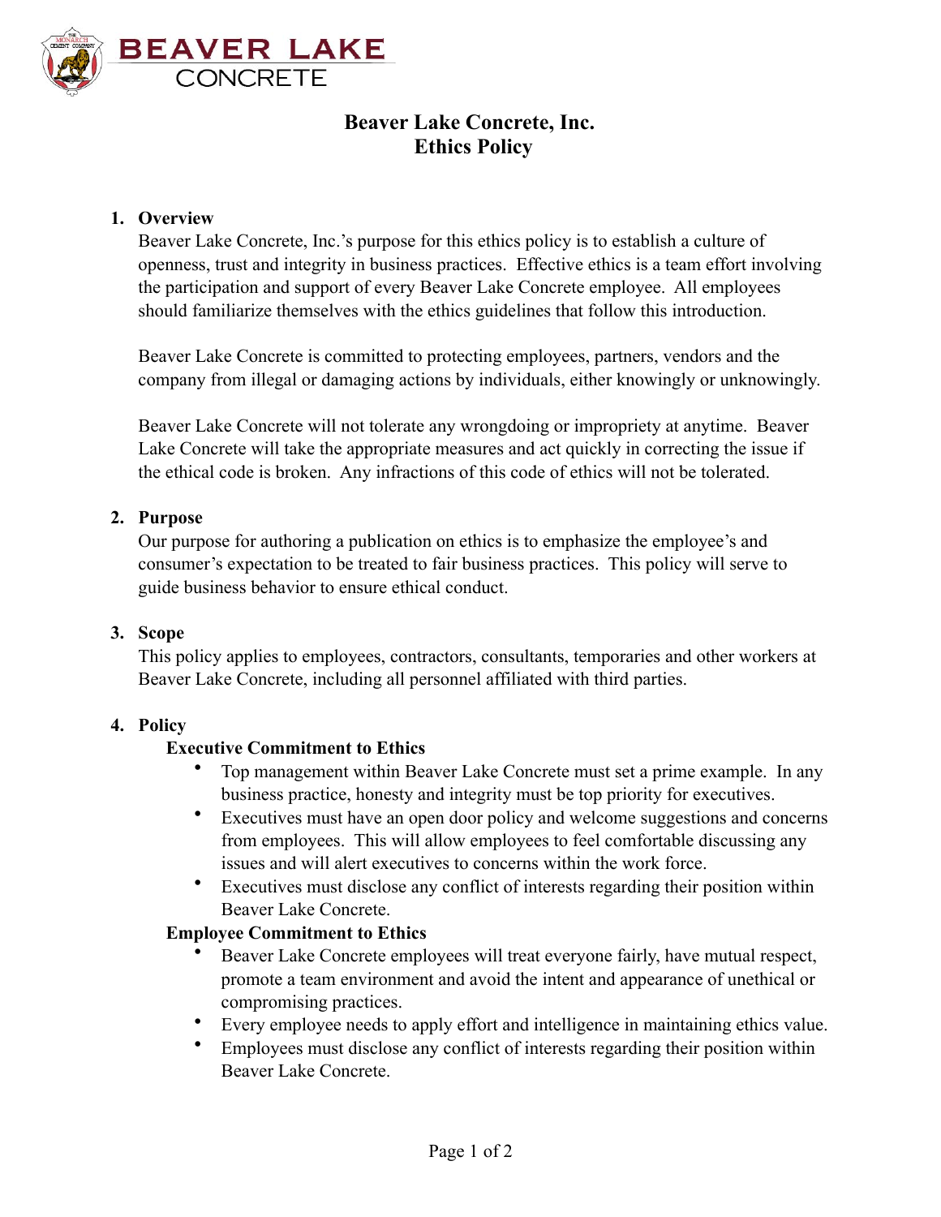# Beaver Lake Concrete, Inc.
# Ethics Policy

## 1. Overview

Beaver Lake Concrete, Inc.'s purpose for this ethics policy is to establish a culture of openness, trust and integrity in business practices. Effective ethics is a team effort involving the participation and support of every Beaver Lake Concrete employee. All employees should familiarize themselves with the ethics guidelines that follow this introduction.

Beaver Lake Concrete is committed to protecting employees, partners, vendors and the company from illegal or damaging actions by individuals, either knowingly or unknowingly.

Beaver Lake Concrete will not tolerate any wrongdoing or impropriety at anytime. Beaver Lake Concrete will take the appropriate measures and act quickly in correcting the issue if the ethical code is broken. Any infractions of this code of ethics will not be tolerated.

## 2. Purpose

Our purpose for authoring a publication on ethics is to emphasize the employee's and consumer's expectation to be treated to fair business practices. This policy will serve to guide business behavior to ensure ethical conduct.

## 3. Scope

This policy applies to employees, contractors, consultants, temporaries and other workers at Beaver Lake Concrete, including all personnel affiliated with third parties.

## 4. Policy

### Executive Commitment to Ethics

- Top management within Beaver Lake Concrete must set a prime example. In any business practice, honesty and integrity must be top priority for executives.
- Executives must have an open door policy and welcome suggestions and concerns from employees. This will allow employees to feel comfortable discussing any issues and will alert executives to concerns within the work force.
- Executives must disclose any conflict of interests regarding their position within Beaver Lake Concrete.

### Employee Commitment to Ethics

- Beaver Lake Concrete employees will treat everyone fairly, have mutual respect, promote a team environment and avoid the intent and appearance of unethical or compromising practices.
- Every employee needs to apply effort and intelligence in maintaining ethics value.
- Employees must disclose any conflict of interests regarding their position within Beaver Lake Concrete.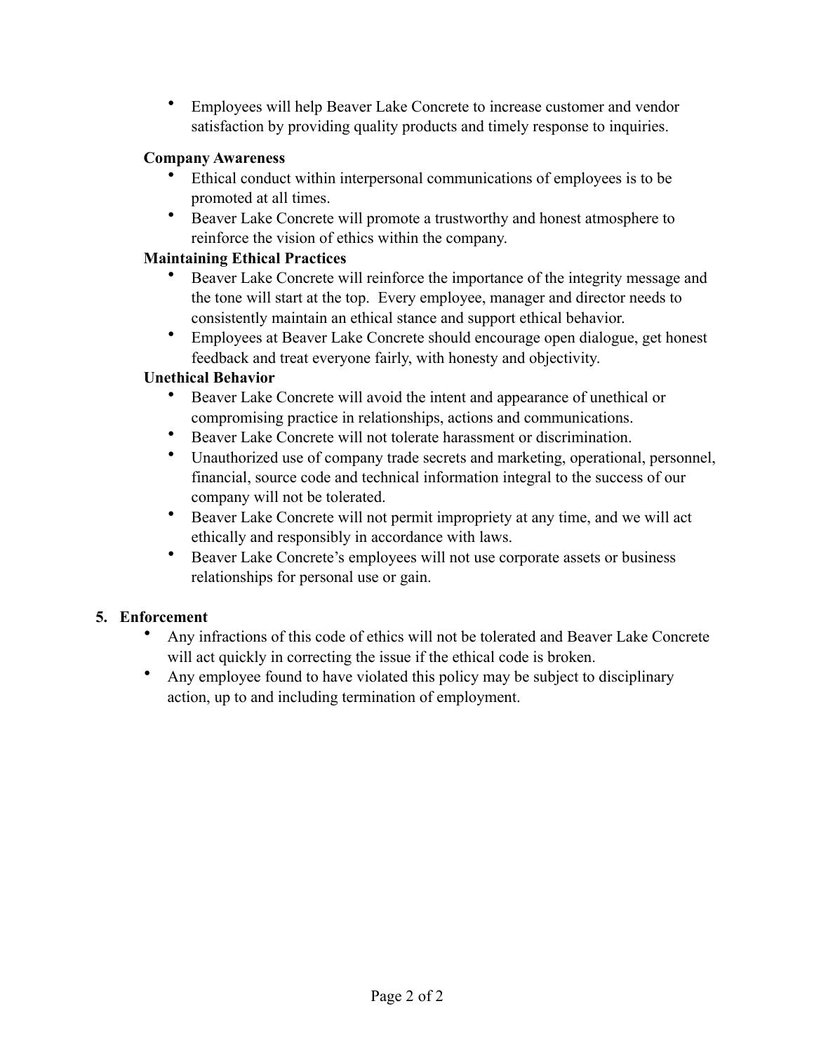- Employees will help Beaver Lake Concrete to increase customer and vendor satisfaction by providing quality products and timely response to inquiries.

**Company Awareness**

- Ethical conduct within interpersonal communications of employees is to be promoted at all times.
- Beaver Lake Concrete will promote a trustworthy and honest atmosphere to reinforce the vision of ethics within the company.

**Maintaining Ethical Practices**

- Beaver Lake Concrete will reinforce the importance of the integrity message and the tone will start at the top. Every employee, manager and director needs to consistently maintain an ethical stance and support ethical behavior.
- Employees at Beaver Lake Concrete should encourage open dialogue, get honest feedback and treat everyone fairly, with honesty and objectivity.

**Unethical Behavior**

- Beaver Lake Concrete will avoid the intent and appearance of unethical or compromising practice in relationships, actions and communications.
- Beaver Lake Concrete will not tolerate harassment or discrimination.
- Unauthorized use of company trade secrets and marketing, operational, personnel, financial, source code and technical information integral to the success of our company will not be tolerated.
- Beaver Lake Concrete will not permit impropriety at any time, and we will act ethically and responsibly in accordance with laws.
- Beaver Lake Concrete's employees will not use corporate assets or business relationships for personal use or gain.

## 5. Enforcement

- Any infractions of this code of ethics will not be tolerated and Beaver Lake Concrete will act quickly in correcting the issue if the ethical code is broken.
- Any employee found to have violated this policy may be subject to disciplinary action, up to and including termination of employment.